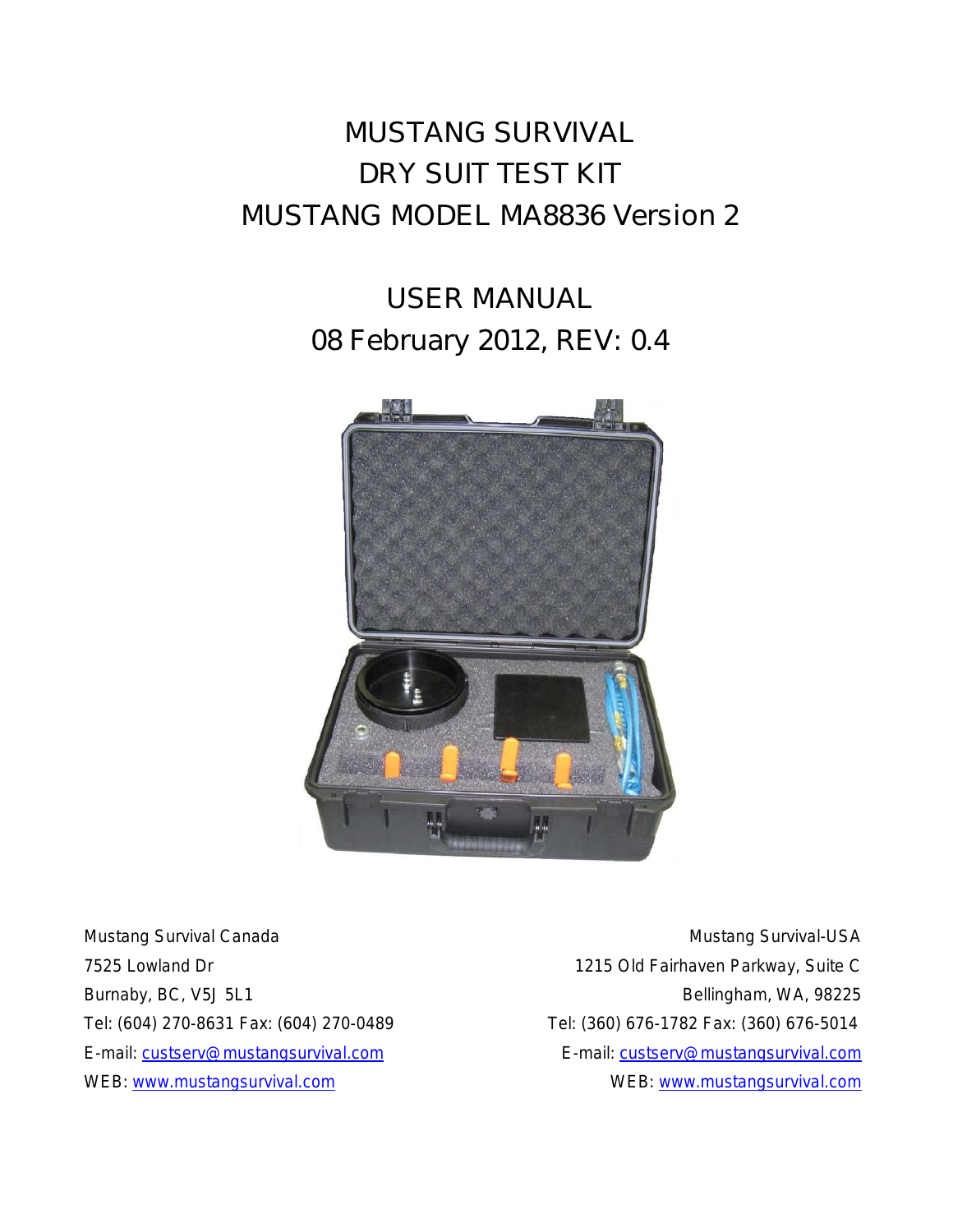# MUSTANG SURVIVAL
# DRY SUIT TEST KIT
# MUSTANG MODEL MA8836 Version 2

## USER MANUAL
## 08 February 2012, REV: 0.4

Mustang Survival Canada
7525 Lowland Dr
Burnaby, BC, V5J 5L1
Tel: (604) 270-8631 Fax: (604) 270-0489
E-mail: custserv@mustangsurvival.com
WEB: www.mustangsurvival.com

Mustang Survival-USA
1215 Old Fairhaven Parkway, Suite C
Bellingham, WA, 98225
Tel: (360) 676-1782 Fax: (360) 676-5014
E-mail: custserv@mustangsurvival.com
WEB: www.mustangsurvival.com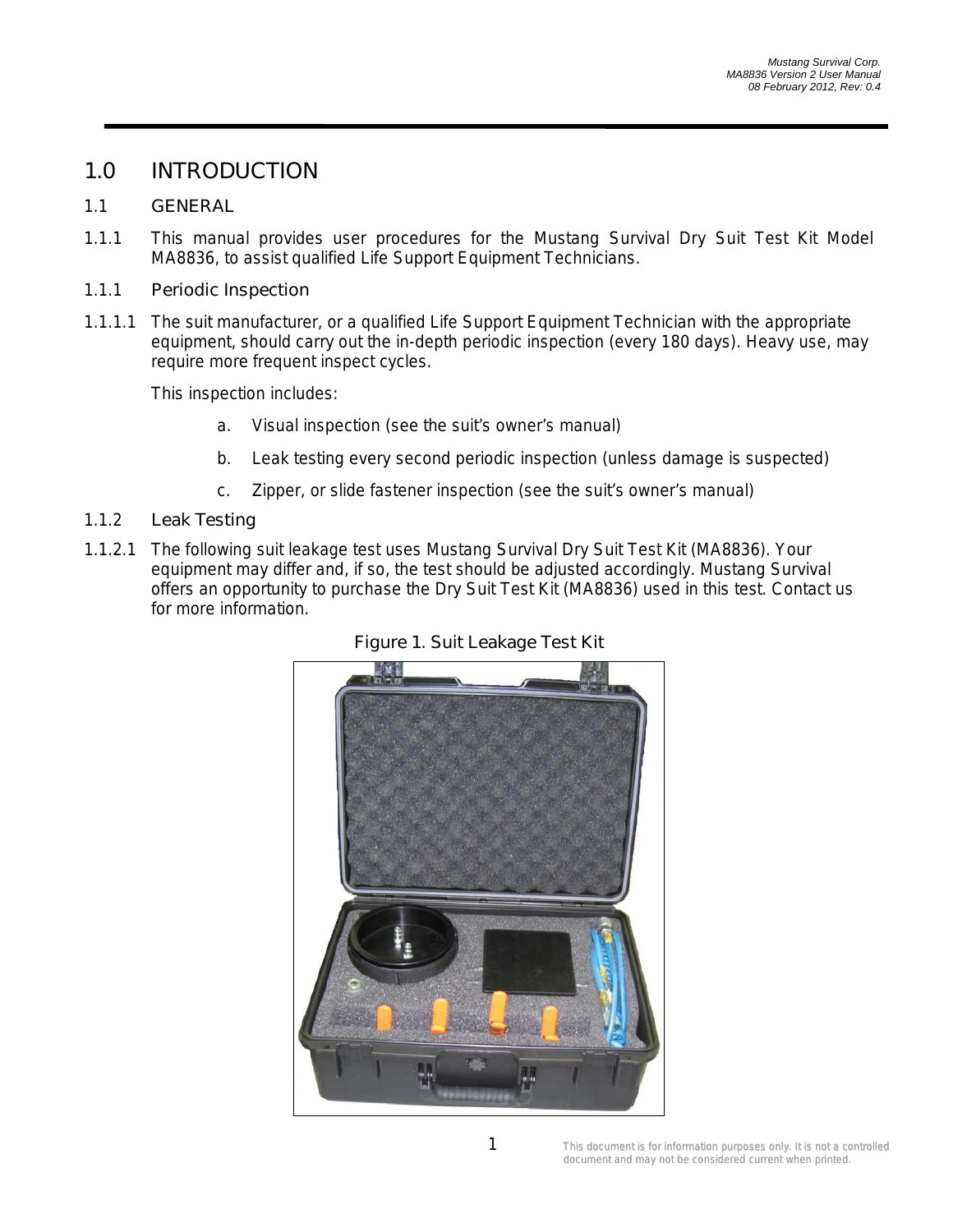# 1.0 INTRODUCTION

## 1.1 GENERAL

1.1.1 This manual provides user procedures for the Mustang Survival Dry Suit Test Kit Model MA8836, to assist qualified Life Support Equipment Technicians.

### 1.1.1 Periodic Inspection

1.1.1.1 The suit manufacturer, or a qualified Life Support Equipment Technician with the appropriate equipment, should carry out the in-depth periodic inspection (every 180 days). Heavy use, may require more frequent inspect cycles.

This inspection includes:

a. Visual inspection (see the suit's owner's manual)

b. Leak testing every second periodic inspection (unless damage is suspected)

c. Zipper, or slide fastener inspection (see the suit's owner's manual)

### 1.1.2 Leak Testing

1.1.2.1 The following suit leakage test uses Mustang Survival Dry Suit Test Kit (MA8836). Your equipment may differ and, if so, the test should be adjusted accordingly. Mustang Survival offers an opportunity to purchase the Dry Suit Test Kit (MA8836) used in this test. Contact us for more information.

Figure 1. Suit Leakage Test Kit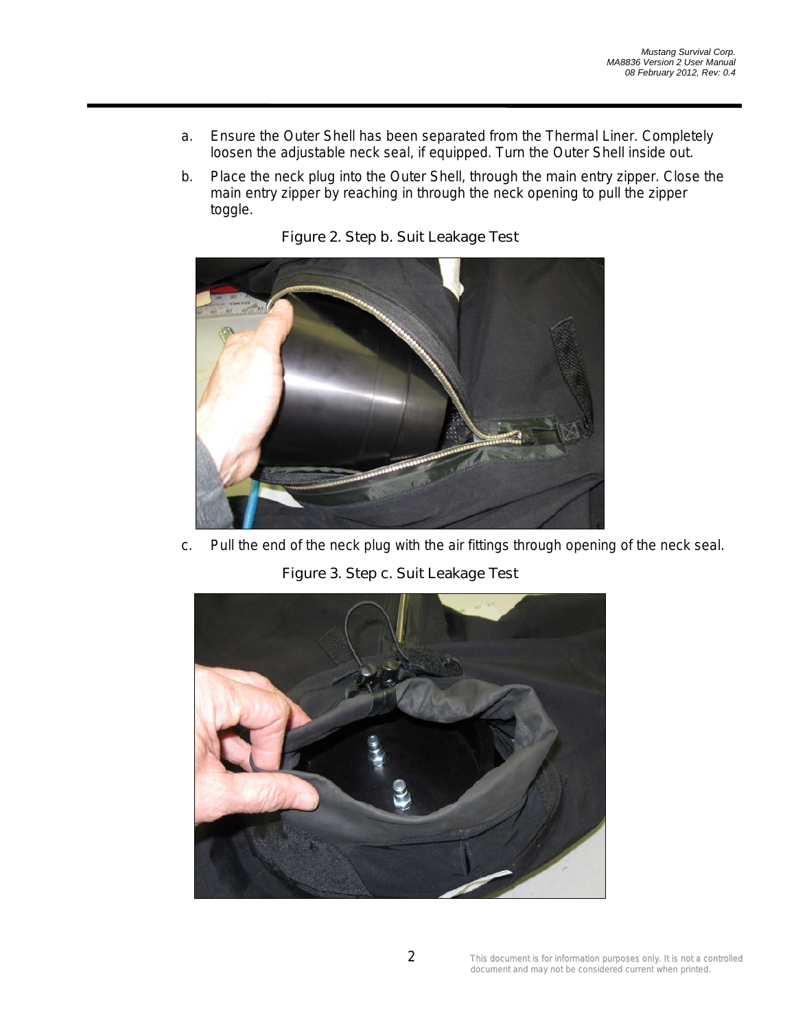a. Ensure the Outer Shell has been separated from the Thermal Liner. Completely loosen the adjustable neck seal, if equipped. Turn the Outer Shell inside out.

b. Place the neck plug into the Outer Shell, through the main entry zipper. Close the main entry zipper by reaching in through the neck opening to pull the zipper toggle.

Figure 2. Step b. Suit Leakage Test

c. Pull the end of the neck plug with the air fittings through opening of the neck seal.

Figure 3. Step c. Suit Leakage Test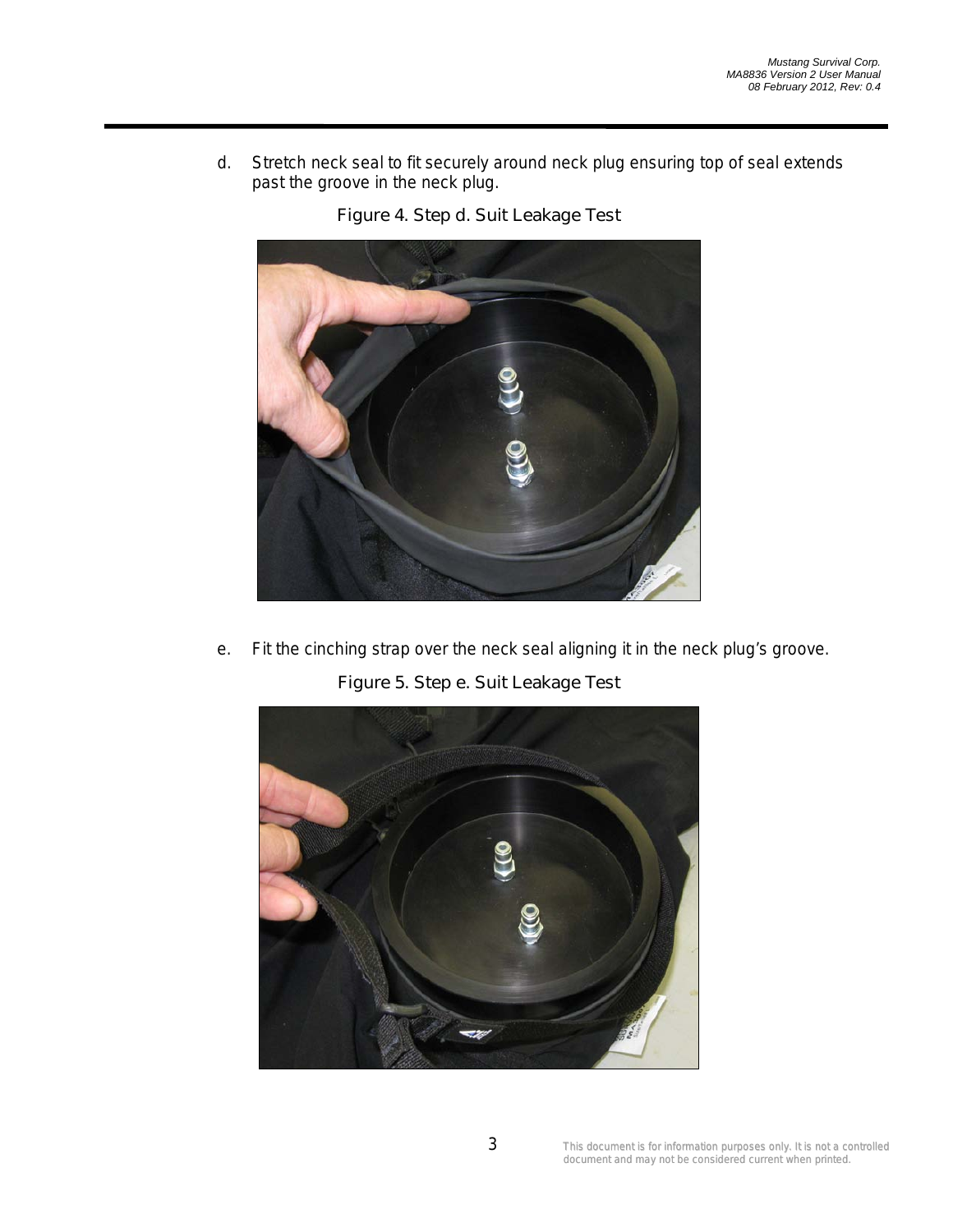d. Stretch neck seal to fit securely around neck plug ensuring top of seal extends past the groove in the neck plug.

Figure 4. Step d. Suit Leakage Test

e. Fit the cinching strap over the neck seal aligning it in the neck plug's groove.

Figure 5. Step e. Suit Leakage Test

This document is for information purposes only. It is not a controlled document and may not be considered current when printed.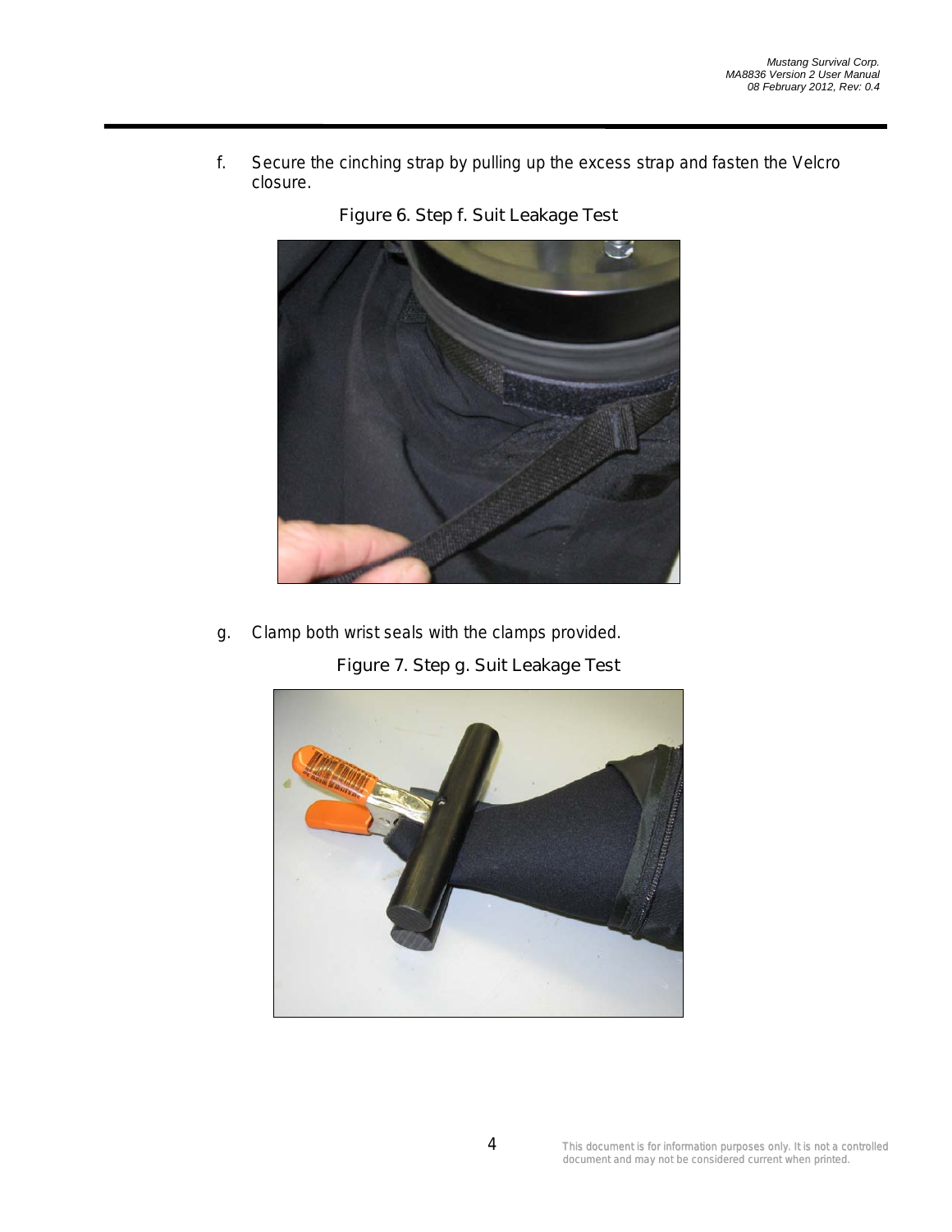f. Secure the cinching strap by pulling up the excess strap and fasten the Velcro closure.

Figure 6. Step f. Suit Leakage Test

g. Clamp both wrist seals with the clamps provided.

Figure 7. Step g. Suit Leakage Test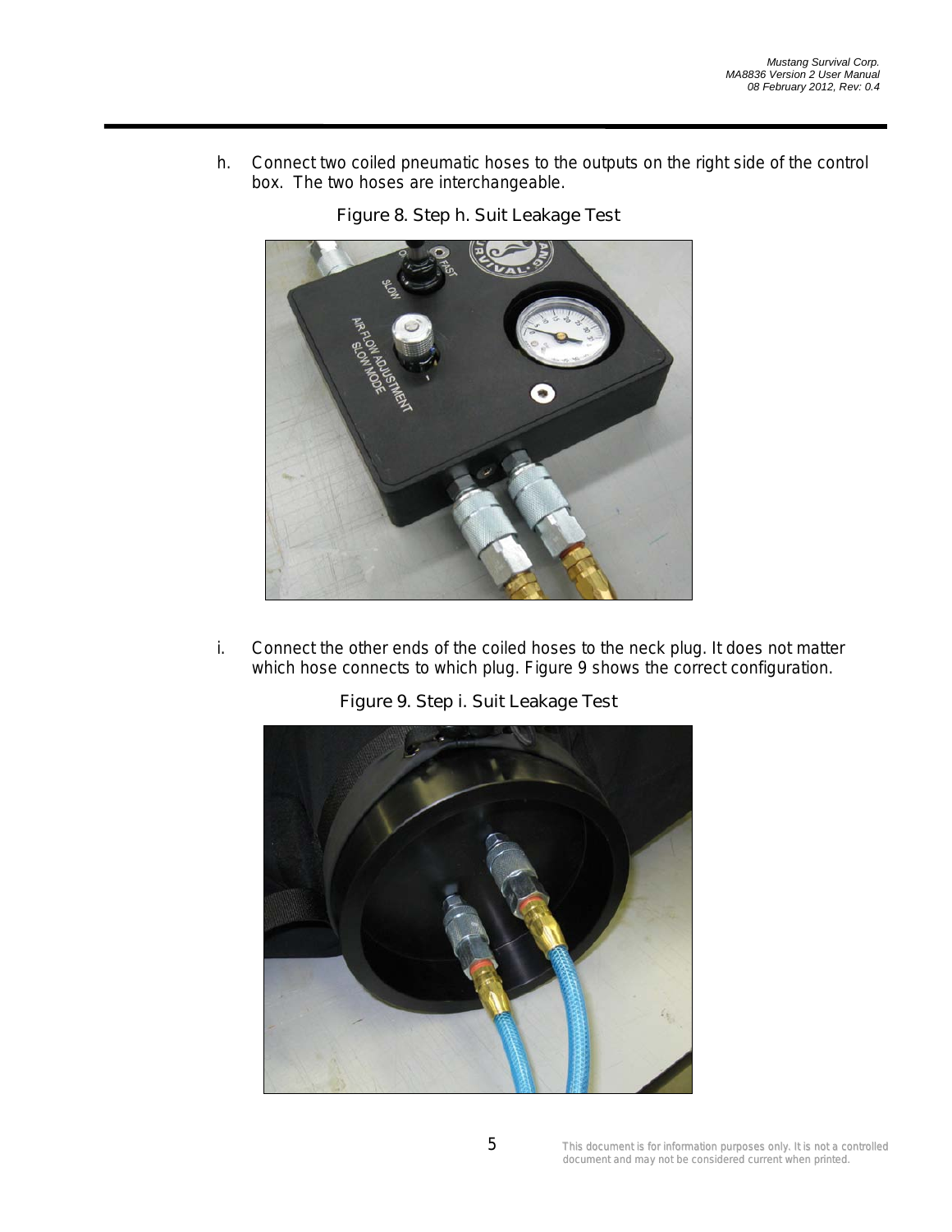h. Connect two coiled pneumatic hoses to the outputs on the right side of the control box. The two hoses are interchangeable.

Figure 8. Step h. Suit Leakage Test

i. Connect the other ends of the coiled hoses to the neck plug. It does not matter which hose connects to which plug. Figure 9 shows the correct configuration.

Figure 9. Step i. Suit Leakage Test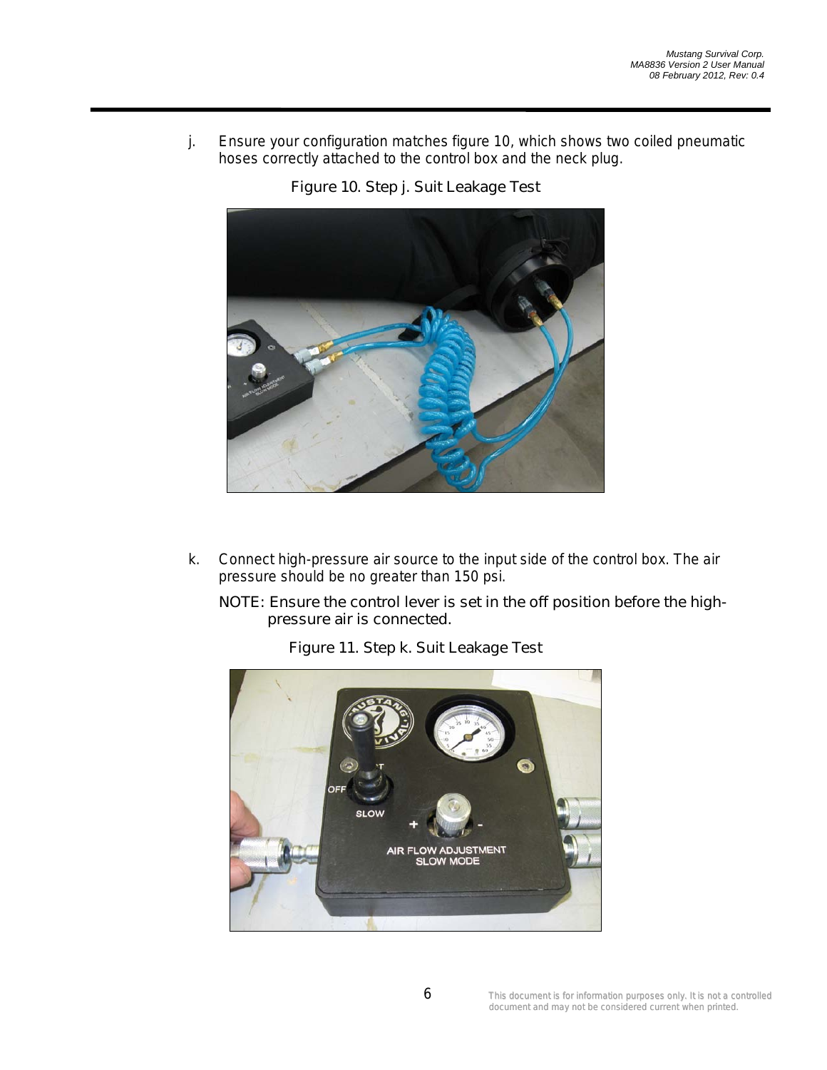j. Ensure your configuration matches figure 10, which shows two coiled pneumatic hoses correctly attached to the control box and the neck plug.

Figure 10. Step j. Suit Leakage Test

k. Connect high-pressure air source to the input side of the control box. The air pressure should be no greater than 150 psi.

NOTE: Ensure the control lever is set in the off position before the high-pressure air is connected.

Figure 11. Step k. Suit Leakage Test

This document is for information purposes only. It is not a controlled document and may not be considered current when printed.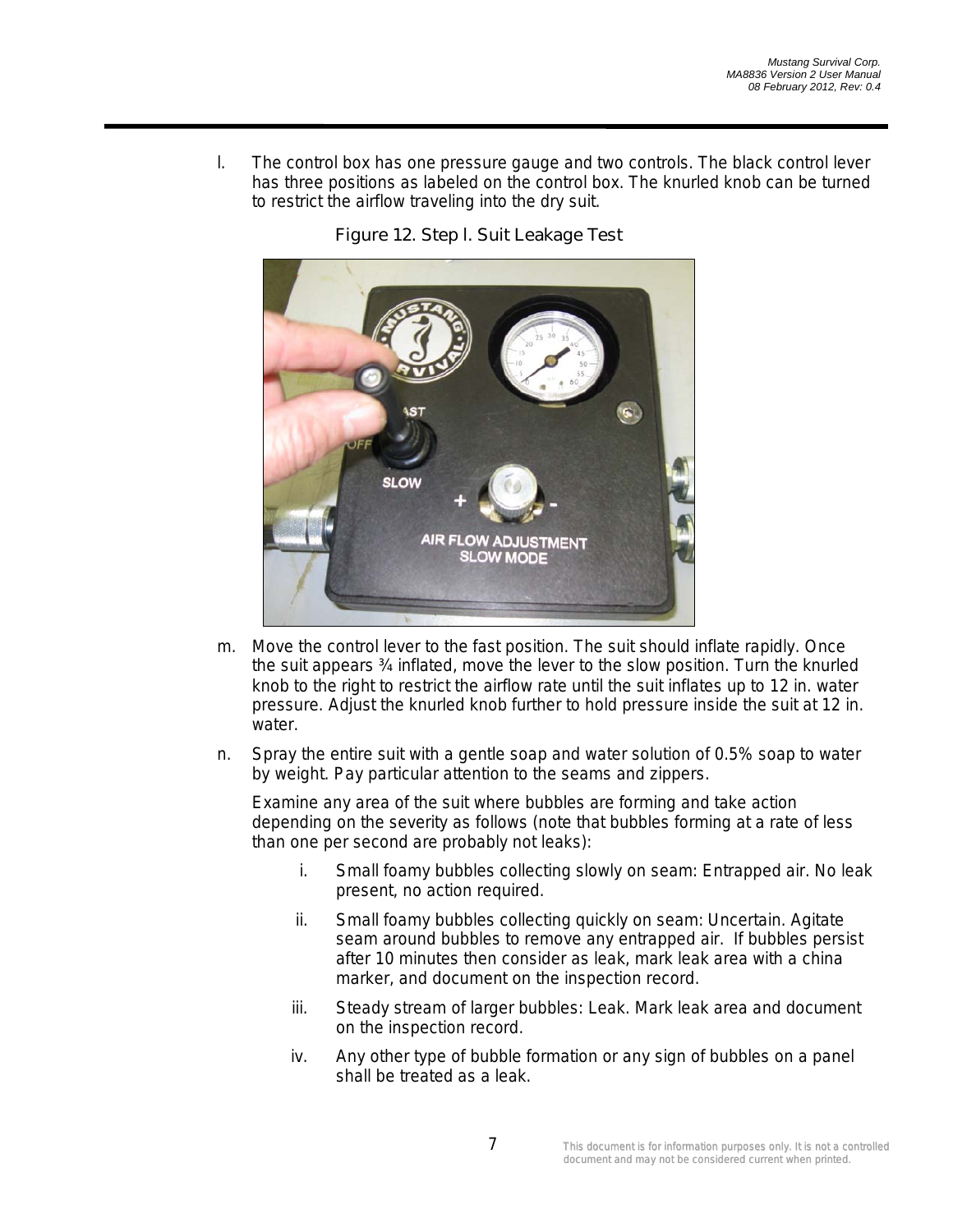l. The control box has one pressure gauge and two controls. The black control lever has three positions as labeled on the control box. The knurled knob can be turned to restrict the airflow traveling into the dry suit.

Figure 12. Step l. Suit Leakage Test

m. Move the control lever to the fast position. The suit should inflate rapidly. Once the suit appears ¾ inflated, move the lever to the slow position. Turn the knurled knob to the right to restrict the airflow rate until the suit inflates up to 12 in. water pressure. Adjust the knurled knob further to hold pressure inside the suit at 12 in. water.

n. Spray the entire suit with a gentle soap and water solution of 0.5% soap to water by weight. Pay particular attention to the seams and zippers.

   Examine any area of the suit where bubbles are forming and take action depending on the severity as follows (note that bubbles forming at a rate of less than one per second are probably not leaks):

   i. Small foamy bubbles collecting slowly on seam: Entrapped air. No leak present, no action required.

   ii. Small foamy bubbles collecting quickly on seam: Uncertain. Agitate seam around bubbles to remove any entrapped air. If bubbles persist after 10 minutes then consider as leak, mark leak area with a china marker, and document on the inspection record.

   iii. Steady stream of larger bubbles: Leak. Mark leak area and document on the inspection record.

   iv. Any other type of bubble formation or any sign of bubbles on a panel shall be treated as a leak.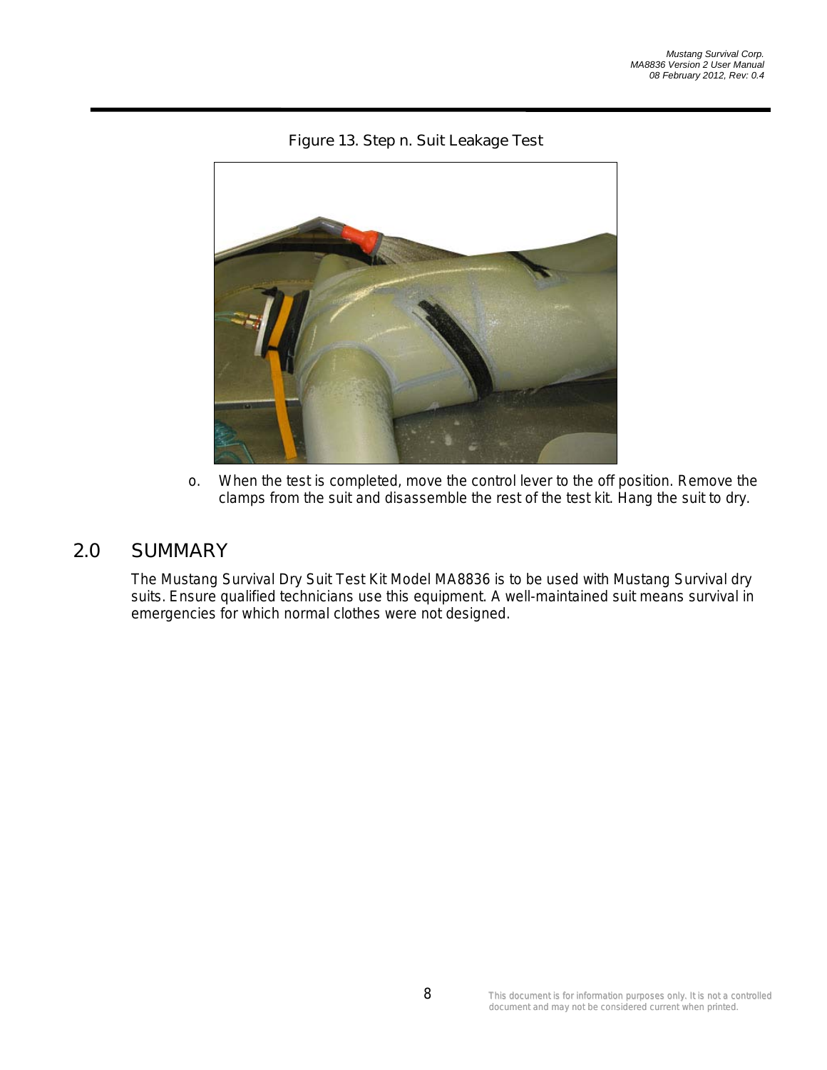Figure 13. Step n. Suit Leakage Test

o. When the test is completed, move the control lever to the off position. Remove the clamps from the suit and disassemble the rest of the test kit. Hang the suit to dry.

## 2.0 SUMMARY

The Mustang Survival Dry Suit Test Kit Model MA8836 is to be used with Mustang Survival dry suits. Ensure qualified technicians use this equipment. A well-maintained suit means survival in emergencies for which normal clothes were not designed.